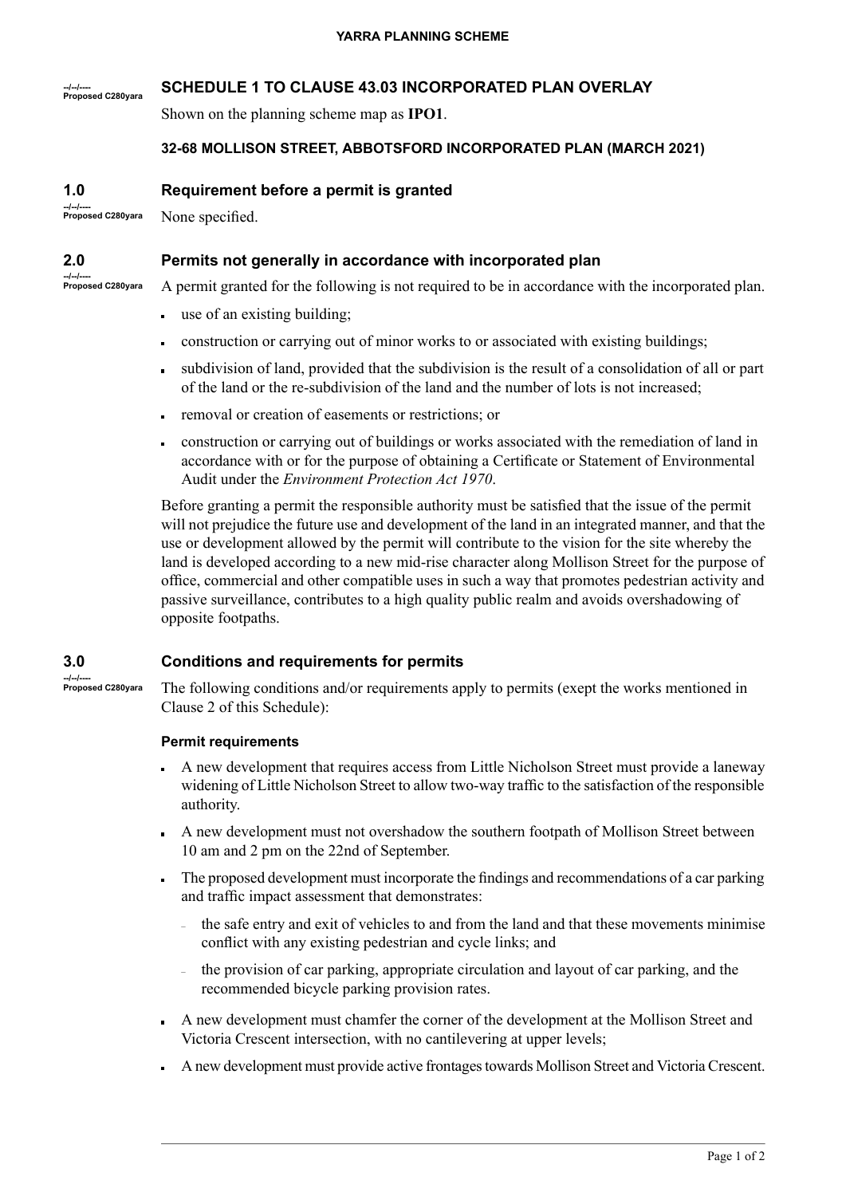--/--/----
Proposed C280yara

# SCHEDULE 1 TO CLAUSE 43.03 INCORPORATED PLAN OVERLAY

Shown on the planning scheme map as **IPO1**.

**32-68 MOLLISON STREET, ABBOTSFORD INCORPORATED PLAN (MARCH 2021)**

## 1.0 Requirement before a permit is granted

--/--/----
Proposed C280yara

None specified.

## 2.0 Permits not generally in accordance with incorporated plan

--/--/----
Proposed C280yara

A permit granted for the following is not required to be in accordance with the incorporated plan.

- use of an existing building;
- construction or carrying out of minor works to or associated with existing buildings;
- subdivision of land, provided that the subdivision is the result of a consolidation of all or part of the land or the re-subdivision of the land and the number of lots is not increased;
- removal or creation of easements or restrictions; or
- construction or carrying out of buildings or works associated with the remediation of land in accordance with or for the purpose of obtaining a Certificate or Statement of Environmental Audit under the *Environment Protection Act 1970*.

Before granting a permit the responsible authority must be satisfied that the issue of the permit will not prejudice the future use and development of the land in an integrated manner, and that the use or development allowed by the permit will contribute to the vision for the site whereby the land is developed according to a new mid-rise character along Mollison Street for the purpose of office, commercial and other compatible uses in such a way that promotes pedestrian activity and passive surveillance, contributes to a high quality public realm and avoids overshadowing of opposite footpaths.

## 3.0 Conditions and requirements for permits

--/--/----
Proposed C280yara

The following conditions and/or requirements apply to permits (exept the works mentioned in Clause 2 of this Schedule):

### Permit requirements

- A new development that requires access from Little Nicholson Street must provide a laneway widening of Little Nicholson Street to allow two-way traffic to the satisfaction of the responsible authority.
- A new development must not overshadow the southern footpath of Mollison Street between 10 am and 2 pm on the 22nd of September.
- The proposed development must incorporate the findings and recommendations of a car parking and traffic impact assessment that demonstrates:
  - the safe entry and exit of vehicles to and from the land and that these movements minimise conflict with any existing pedestrian and cycle links; and
  - the provision of car parking, appropriate circulation and layout of car parking, and the recommended bicycle parking provision rates.
- A new development must chamfer the corner of the development at the Mollison Street and Victoria Crescent intersection, with no cantilevering at upper levels;
- A new development must provide active frontages towards Mollison Street and Victoria Crescent.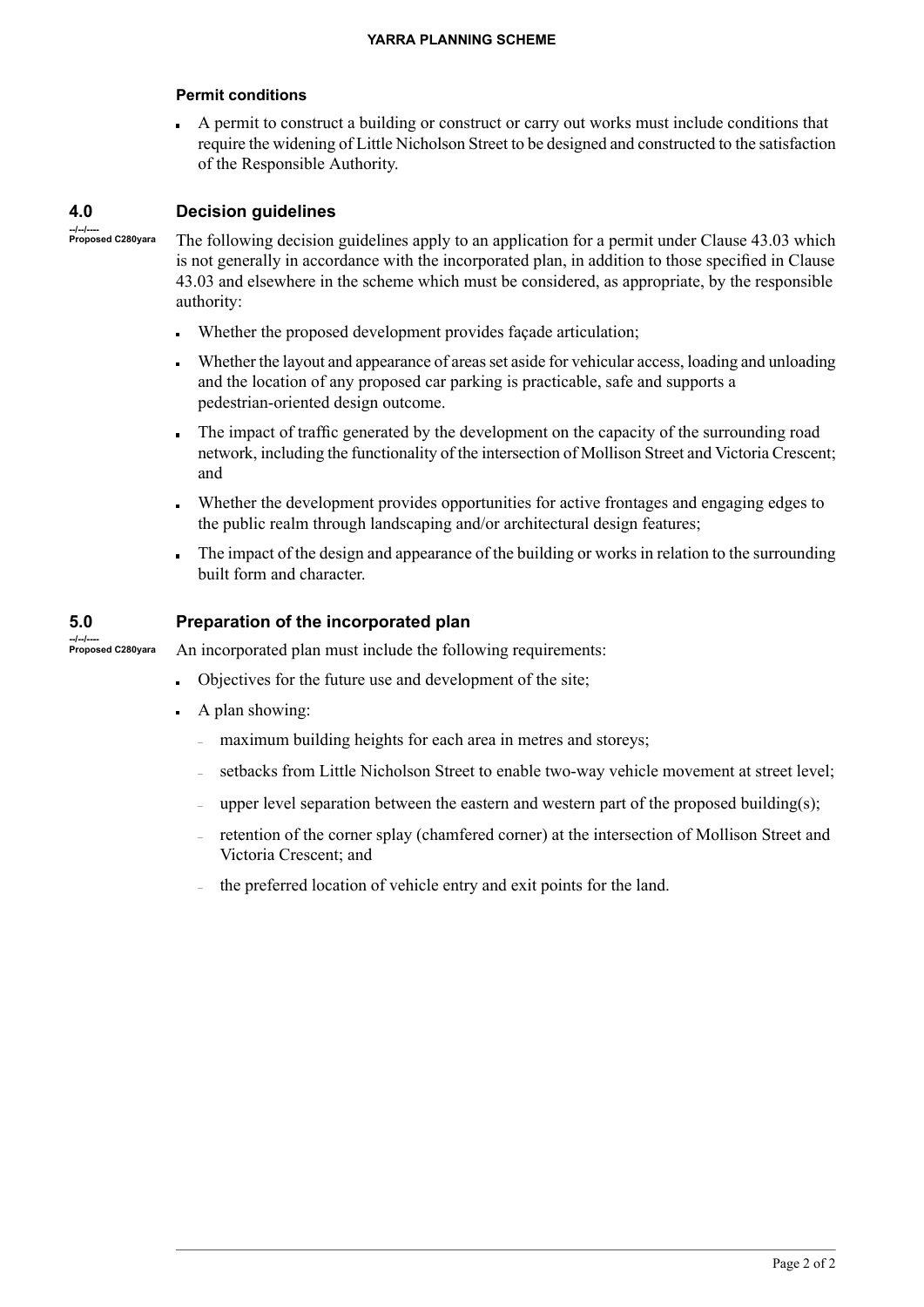#### Permit conditions

- A permit to construct a building or construct or carry out works must include conditions that require the widening of Little Nicholson Street to be designed and constructed to the satisfaction of the Responsible Authority.

## 4.0 Decision guidelines

--/--/----
Proposed C280yara

The following decision guidelines apply to an application for a permit under Clause 43.03 which is not generally in accordance with the incorporated plan, in addition to those specified in Clause 43.03 and elsewhere in the scheme which must be considered, as appropriate, by the responsible authority:

- Whether the proposed development provides façade articulation;
- Whether the layout and appearance of areas set aside for vehicular access, loading and unloading and the location of any proposed car parking is practicable, safe and supports a pedestrian-oriented design outcome.
- The impact of traffic generated by the development on the capacity of the surrounding road network, including the functionality of the intersection of Mollison Street and Victoria Crescent; and
- Whether the development provides opportunities for active frontages and engaging edges to the public realm through landscaping and/or architectural design features;
- The impact of the design and appearance of the building or works in relation to the surrounding built form and character.

## 5.0 Preparation of the incorporated plan

--/--/----
Proposed C280yara

An incorporated plan must include the following requirements:

- Objectives for the future use and development of the site;
- A plan showing:
  - maximum building heights for each area in metres and storeys;
  - setbacks from Little Nicholson Street to enable two-way vehicle movement at street level;
  - upper level separation between the eastern and western part of the proposed building(s);
  - retention of the corner splay (chamfered corner) at the intersection of Mollison Street and Victoria Crescent; and
  - the preferred location of vehicle entry and exit points for the land.